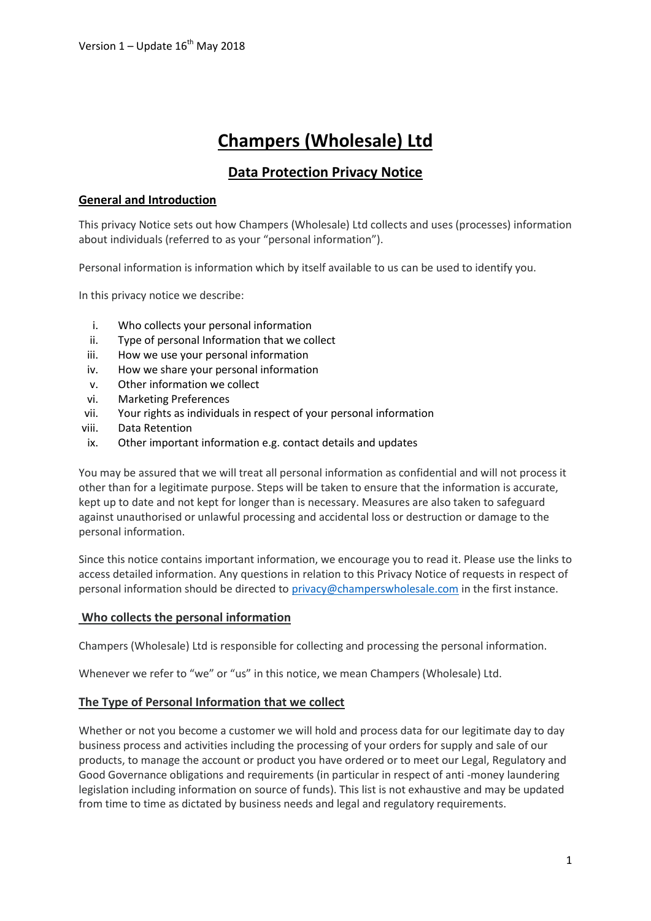Version 1 – Update 16th May 2018

# Champers (Wholesale) Ltd

## Data Protection Privacy Notice

### General and Introduction

This privacy Notice sets out how Champers (Wholesale) Ltd collects and uses (processes) information about individuals (referred to as your "personal information").

Personal information is information which by itself available to us can be used to identify you.

In this privacy notice we describe:

- i. Who collects your personal information
- ii. Type of personal Information that we collect
- iii. How we use your personal information
- iv. How we share your personal information
- v. Other information we collect
- vi. Marketing Preferences
- vii. Your rights as individuals in respect of your personal information
- viii. Data Retention
- ix. Other important information e.g. contact details and updates

You may be assured that we will treat all personal information as confidential and will not process it other than for a legitimate purpose. Steps will be taken to ensure that the information is accurate, kept up to date and not kept for longer than is necessary. Measures are also taken to safeguard against unauthorised or unlawful processing and accidental loss or destruction or damage to the personal information.

Since this notice contains important information, we encourage you to read it. Please use the links to access detailed information. Any questions in relation to this Privacy Notice of requests in respect of personal information should be directed to privacy@champerswholesale.com in the first instance.

### Who collects the personal information

Champers (Wholesale) Ltd is responsible for collecting and processing the personal information.

Whenever we refer to "we" or "us" in this notice, we mean Champers (Wholesale) Ltd.

### The Type of Personal Information that we collect

Whether or not you become a customer we will hold and process data for our legitimate day to day business process and activities including the processing of your orders for supply and sale of our products, to manage the account or product you have ordered or to meet our Legal, Regulatory and Good Governance obligations and requirements (in particular in respect of anti -money laundering legislation including information on source of funds). This list is not exhaustive and may be updated from time to time as dictated by business needs and legal and regulatory requirements.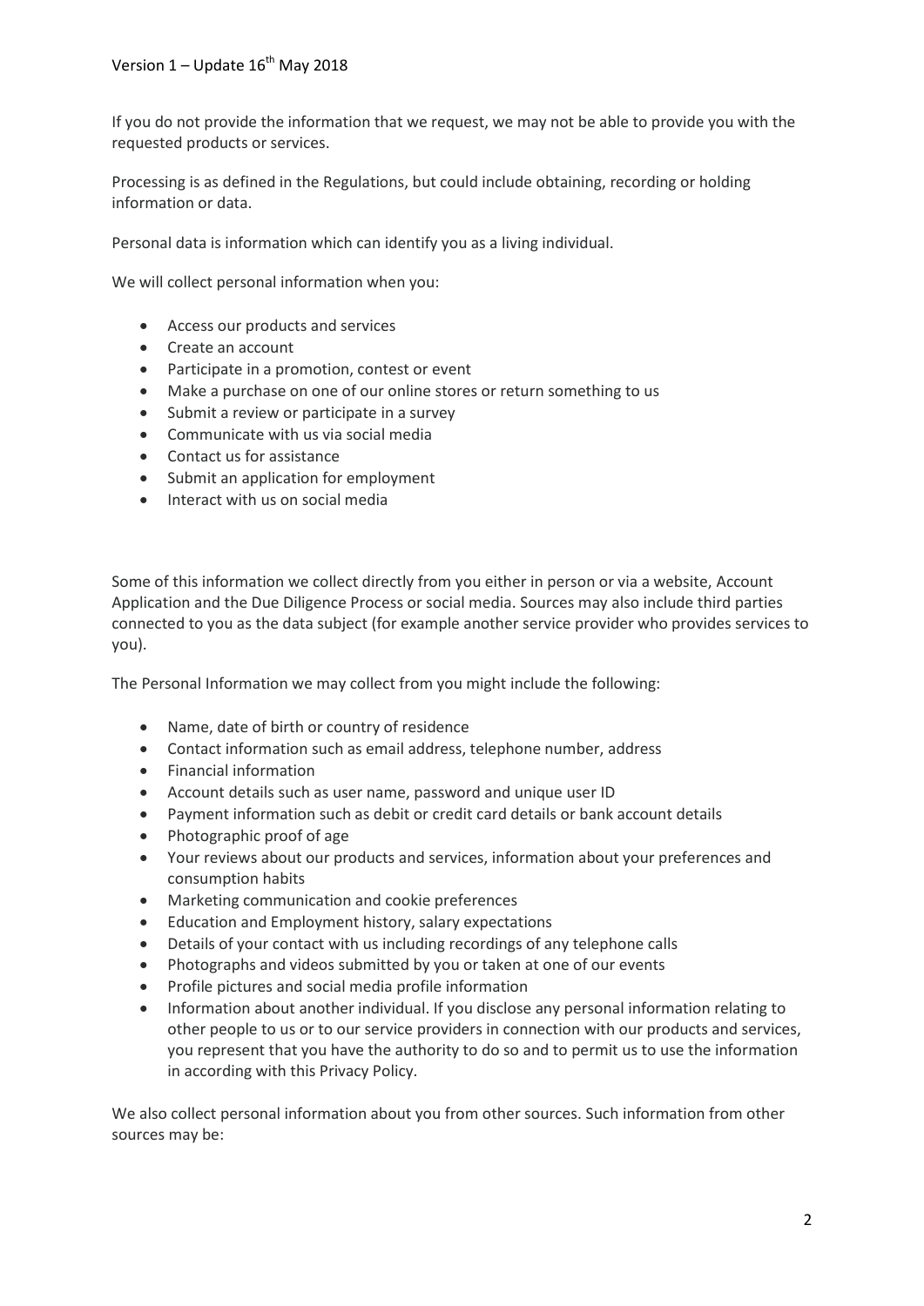If you do not provide the information that we request, we may not be able to provide you with the requested products or services.

Processing is as defined in the Regulations, but could include obtaining, recording or holding information or data.

Personal data is information which can identify you as a living individual.

We will collect personal information when you:

- Access our products and services
- Create an account
- Participate in a promotion, contest or event
- Make a purchase on one of our online stores or return something to us
- Submit a review or participate in a survey
- Communicate with us via social media
- Contact us for assistance
- Submit an application for employment
- Interact with us on social media

Some of this information we collect directly from you either in person or via a website, Account Application and the Due Diligence Process or social media. Sources may also include third parties connected to you as the data subject (for example another service provider who provides services to you).

The Personal Information we may collect from you might include the following:

- Name, date of birth or country of residence
- Contact information such as email address, telephone number, address
- Financial information
- Account details such as user name, password and unique user ID
- Payment information such as debit or credit card details or bank account details
- Photographic proof of age
- Your reviews about our products and services, information about your preferences and consumption habits
- Marketing communication and cookie preferences
- Education and Employment history, salary expectations
- Details of your contact with us including recordings of any telephone calls
- Photographs and videos submitted by you or taken at one of our events
- Profile pictures and social media profile information
- Information about another individual. If you disclose any personal information relating to other people to us or to our service providers in connection with our products and services, you represent that you have the authority to do so and to permit us to use the information in according with this Privacy Policy.

We also collect personal information about you from other sources. Such information from other sources may be: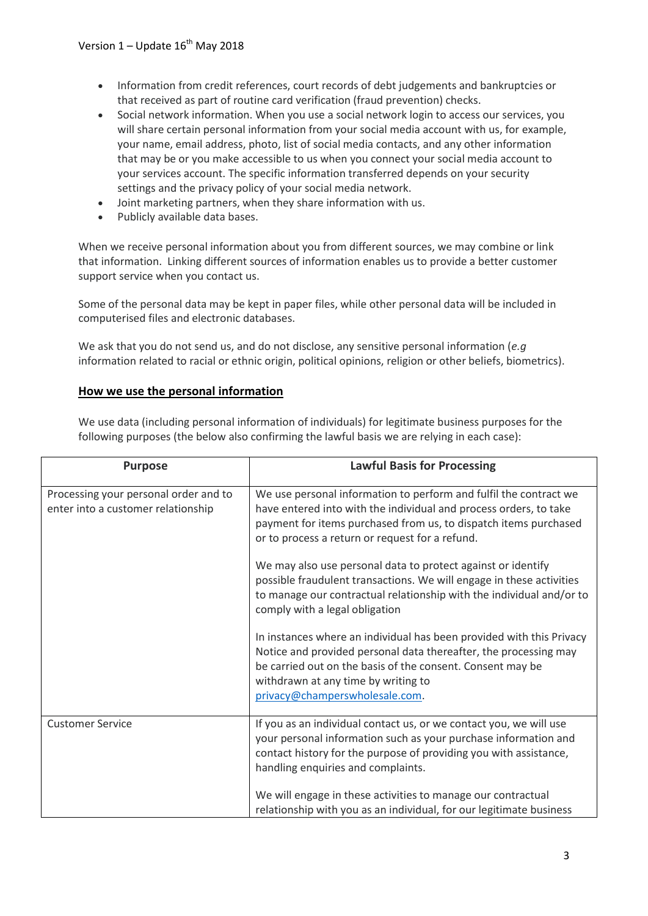- Information from credit references, court records of debt judgements and bankruptcies or that received as part of routine card verification (fraud prevention) checks.
- Social network information. When you use a social network login to access our services, you will share certain personal information from your social media account with us, for example, your name, email address, photo, list of social media contacts, and any other information that may be or you make accessible to us when you connect your social media account to your services account. The specific information transferred depends on your security settings and the privacy policy of your social media network.
- Joint marketing partners, when they share information with us.
- Publicly available data bases.

When we receive personal information about you from different sources, we may combine or link that information. Linking different sources of information enables us to provide a better customer support service when you contact us.

Some of the personal data may be kept in paper files, while other personal data will be included in computerised files and electronic databases.

We ask that you do not send us, and do not disclose, any sensitive personal information (*e.g* information related to racial or ethnic origin, political opinions, religion or other beliefs, biometrics).

## How we use the personal information

We use data (including personal information of individuals) for legitimate business purposes for the following purposes (the below also confirming the lawful basis we are relying in each case):

| Purpose | Lawful Basis for Processing |
|---|---|
| Processing your personal order and to enter into a customer relationship | We use personal information to perform and fulfil the contract we have entered into with the individual and process orders, to take payment for items purchased from us, to dispatch items purchased or to process a return or request for a refund.<br><br>We may also use personal data to protect against or identify possible fraudulent transactions. We will engage in these activities to manage our contractual relationship with the individual and/or to comply with a legal obligation<br><br>In instances where an individual has been provided with this Privacy Notice and provided personal data thereafter, the processing may be carried out on the basis of the consent. Consent may be withdrawn at any time by writing to privacy@champerswholesale.com. |
| Customer Service | If you as an individual contact us, or we contact you, we will use your personal information such as your purchase information and contact history for the purpose of providing you with assistance, handling enquiries and complaints.<br><br>We will engage in these activities to manage our contractual relationship with you as an individual, for our legitimate business |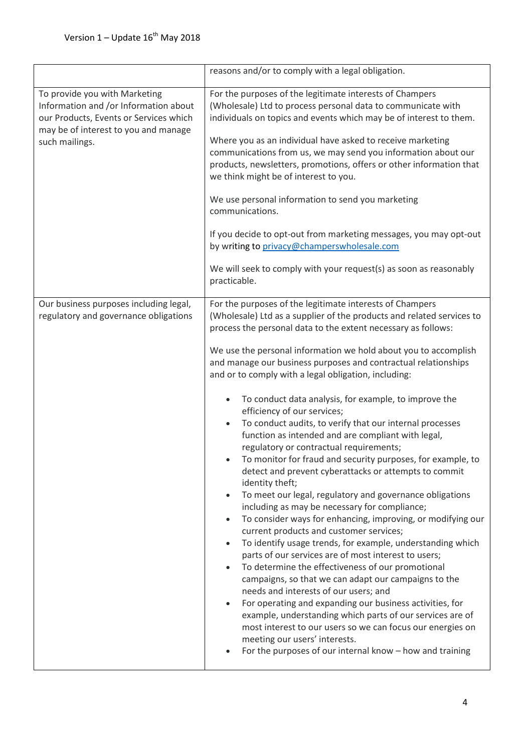Version 1 – Update 16th May 2018

| | |
|---|---|
| | reasons and/or to comply with a legal obligation. |
| To provide you with Marketing Information and /or Information about our Products, Events or Services which may be of interest to you and manage such mailings. | For the purposes of the legitimate interests of Champers (Wholesale) Ltd to process personal data to communicate with individuals on topics and events which may be of interest to them.<br><br>Where you as an individual have asked to receive marketing communications from us, we may send you information about our products, newsletters, promotions, offers or other information that we think might be of interest to you.<br><br>We use personal information to send you marketing communications.<br><br>If you decide to opt-out from marketing messages, you may opt-out by writing to privacy@champerswholesale.com<br><br>We will seek to comply with your request(s) as soon as reasonably practicable. |
| Our business purposes including legal, regulatory and governance obligations | For the purposes of the legitimate interests of Champers (Wholesale) Ltd as a supplier of the products and related services to process the personal data to the extent necessary as follows:<br><br>We use the personal information we hold about you to accomplish and manage our business purposes and contractual relationships and or to comply with a legal obligation, including:<br><br>• To conduct data analysis, for example, to improve the efficiency of our services;<br>• To conduct audits, to verify that our internal processes function as intended and are compliant with legal, regulatory or contractual requirements;<br>• To monitor for fraud and security purposes, for example, to detect and prevent cyberattacks or attempts to commit identity theft;<br>• To meet our legal, regulatory and governance obligations including as may be necessary for compliance;<br>• To consider ways for enhancing, improving, or modifying our current products and customer services;<br>• To identify usage trends, for example, understanding which parts of our services are of most interest to users;<br>• To determine the effectiveness of our promotional campaigns, so that we can adapt our campaigns to the needs and interests of our users; and<br>• For operating and expanding our business activities, for example, understanding which parts of our services are of most interest to our users so we can focus our energies on meeting our users' interests.<br>• For the purposes of our internal know – how and training |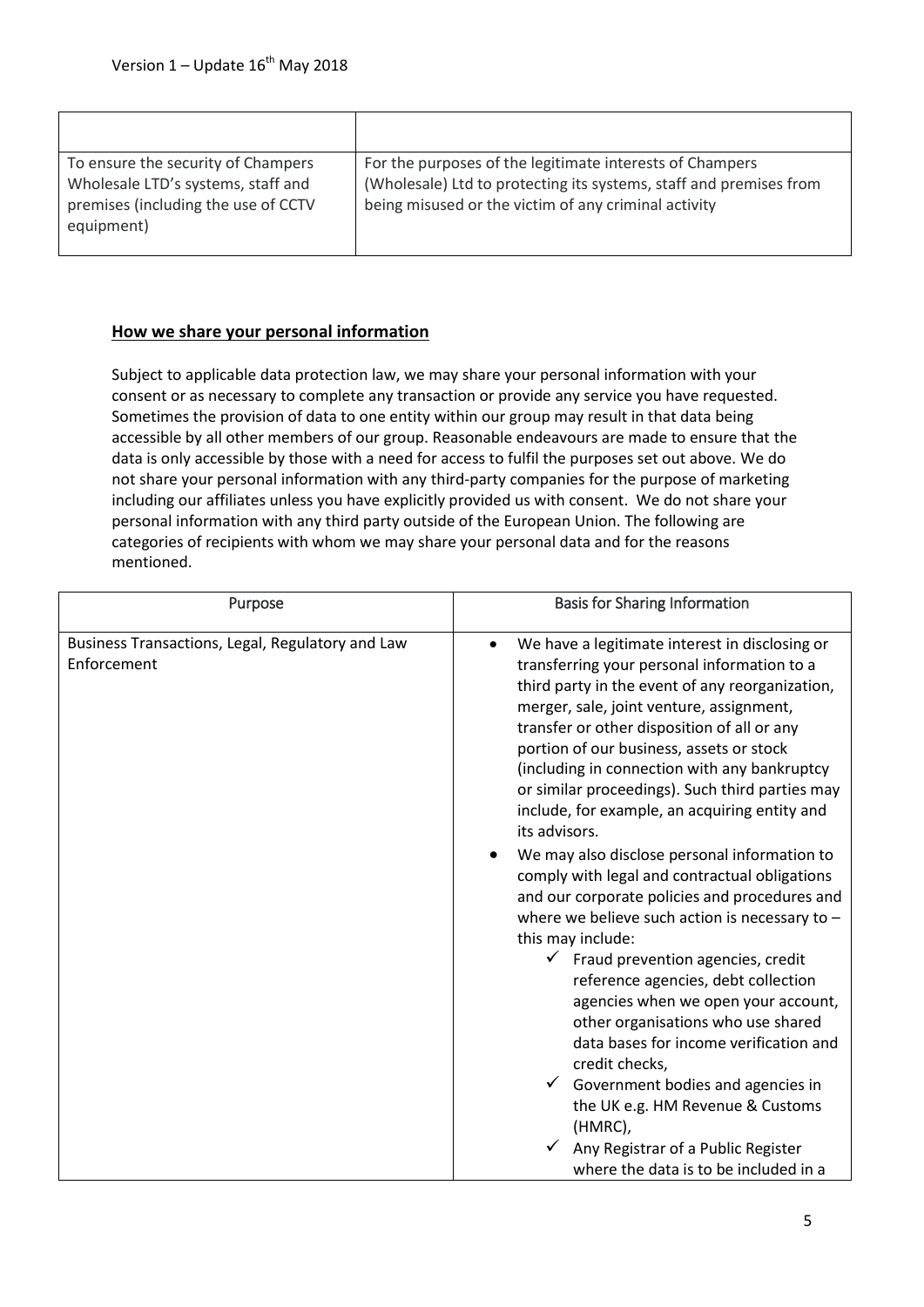| | |
|---|---|
| To ensure the security of Champers Wholesale LTD's systems, staff and premises (including the use of CCTV equipment) | For the purposes of the legitimate interests of Champers (Wholesale) Ltd to protecting its systems, staff and premises from being misused or the victim of any criminal activity |

## **How we share your personal information**

Subject to applicable data protection law, we may share your personal information with your consent or as necessary to complete any transaction or provide any service you have requested. Sometimes the provision of data to one entity within our group may result in that data being accessible by all other members of our group. Reasonable endeavours are made to ensure that the data is only accessible by those with a need for access to fulfil the purposes set out above. We do not share your personal information with any third-party companies for the purpose of marketing including our affiliates unless you have explicitly provided us with consent. We do not share your personal information with any third party outside of the European Union. The following are categories of recipients with whom we may share your personal data and for the reasons mentioned.

| Purpose | Basis for Sharing Information |
|---|---|
| Business Transactions, Legal, Regulatory and Law Enforcement | • We have a legitimate interest in disclosing or transferring your personal information to a third party in the event of any reorganization, merger, sale, joint venture, assignment, transfer or other disposition of all or any portion of our business, assets or stock (including in connection with any bankruptcy or similar proceedings). Such third parties may include, for example, an acquiring entity and its advisors.<br>• We may also disclose personal information to comply with legal and contractual obligations and our corporate policies and procedures and where we believe such action is necessary to – this may include:<br>✓ Fraud prevention agencies, credit reference agencies, debt collection agencies when we open your account, other organisations who use shared data bases for income verification and credit checks,<br>✓ Government bodies and agencies in the UK e.g. HM Revenue & Customs (HMRC),<br>✓ Any Registrar of a Public Register where the data is to be included in a |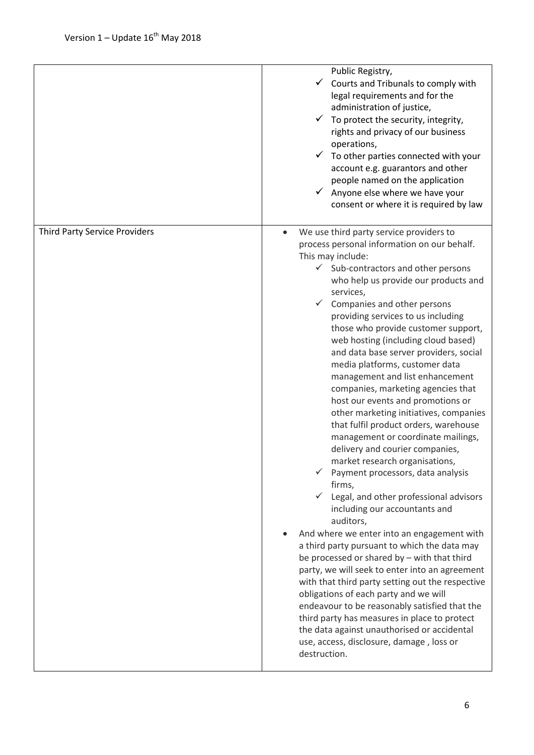| | |
|---|---|
| | Public Registry,<br>✓ Courts and Tribunals to comply with legal requirements and for the administration of justice,<br>✓ To protect the security, integrity, rights and privacy of our business operations,<br>✓ To other parties connected with your account e.g. guarantors and other people named on the application<br>✓ Anyone else where we have your consent or where it is required by law |
| Third Party Service Providers | • We use third party service providers to process personal information on our behalf. This may include:<br>✓ Sub-contractors and other persons who help us provide our products and services,<br>✓ Companies and other persons providing services to us including those who provide customer support, web hosting (including cloud based) and data base server providers, social media platforms, customer data management and list enhancement companies, marketing agencies that host our events and promotions or other marketing initiatives, companies that fulfil product orders, warehouse management or coordinate mailings, delivery and courier companies, market research organisations,<br>✓ Payment processors, data analysis firms,<br>✓ Legal, and other professional advisors including our accountants and auditors,<br>• And where we enter into an engagement with a third party pursuant to which the data may be processed or shared by – with that third party, we will seek to enter into an agreement with that third party setting out the respective obligations of each party and we will endeavour to be reasonably satisfied that the third party has measures in place to protect the data against unauthorised or accidental use, access, disclosure, damage , loss or destruction. |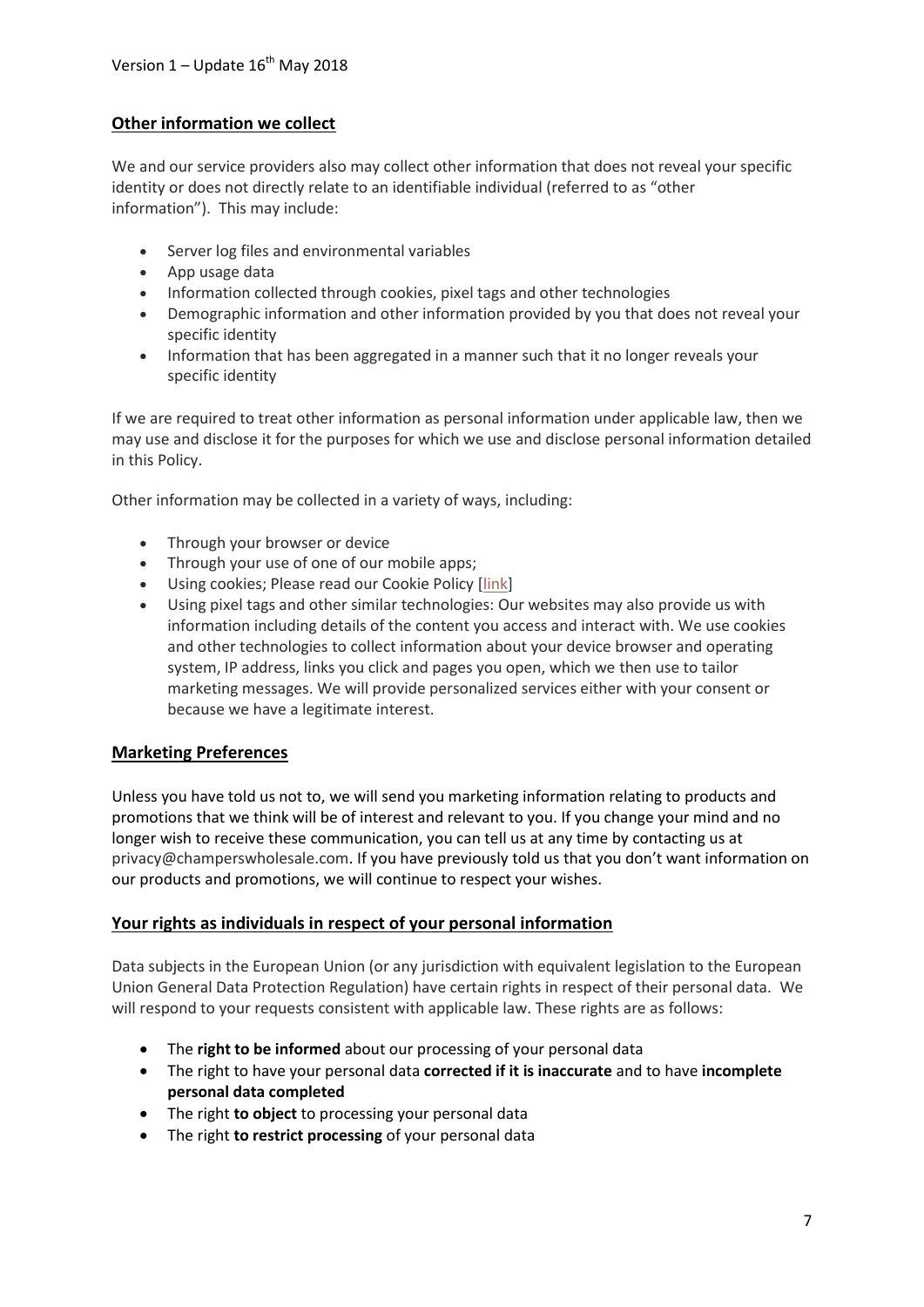## Other information we collect

We and our service providers also may collect other information that does not reveal your specific identity or does not directly relate to an identifiable individual (referred to as "other information"). This may include:

- Server log files and environmental variables
- App usage data
- Information collected through cookies, pixel tags and other technologies
- Demographic information and other information provided by you that does not reveal your specific identity
- Information that has been aggregated in a manner such that it no longer reveals your specific identity

If we are required to treat other information as personal information under applicable law, then we may use and disclose it for the purposes for which we use and disclose personal information detailed in this Policy.

Other information may be collected in a variety of ways, including:

- Through your browser or device
- Through your use of one of our mobile apps;
- Using cookies; Please read our Cookie Policy [link]
- Using pixel tags and other similar technologies: Our websites may also provide us with information including details of the content you access and interact with. We use cookies and other technologies to collect information about your device browser and operating system, IP address, links you click and pages you open, which we then use to tailor marketing messages. We will provide personalized services either with your consent or because we have a legitimate interest.

## Marketing Preferences

Unless you have told us not to, we will send you marketing information relating to products and promotions that we think will be of interest and relevant to you. If you change your mind and no longer wish to receive these communication, you can tell us at any time by contacting us at privacy@champerswholesale.com. If you have previously told us that you don't want information on our products and promotions, we will continue to respect your wishes.

## Your rights as individuals in respect of your personal information

Data subjects in the European Union (or any jurisdiction with equivalent legislation to the European Union General Data Protection Regulation) have certain rights in respect of their personal data. We will respond to your requests consistent with applicable law. These rights are as follows:

- The **right to be informed** about our processing of your personal data
- The right to have your personal data **corrected if it is inaccurate** and to have **incomplete personal data completed**
- The right **to object** to processing your personal data
- The right **to restrict processing** of your personal data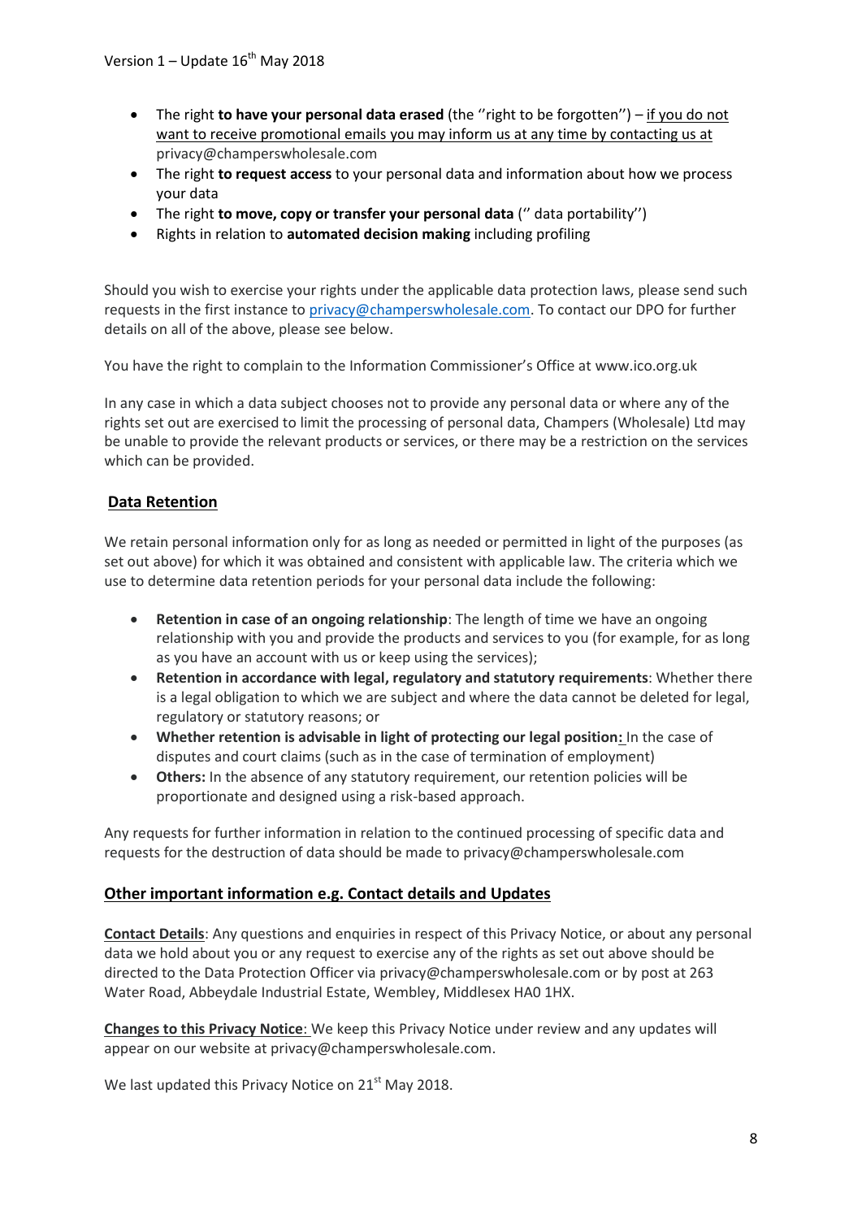- The right **to have your personal data erased** (the ''right to be forgotten'') – <u>if you do not want to receive promotional emails you may inform us at any time by contacting us at</u> privacy@champerswholesale.com
- The right **to request access** to your personal data and information about how we process your data
- The right **to move, copy or transfer your personal data** ('' data portability'')
- Rights in relation to **automated decision making** including profiling

Should you wish to exercise your rights under the applicable data protection laws, please send such requests in the first instance to privacy@champerswholesale.com. To contact our DPO for further details on all of the above, please see below.

You have the right to complain to the Information Commissioner's Office at www.ico.org.uk

In any case in which a data subject chooses not to provide any personal data or where any of the rights set out are exercised to limit the processing of personal data, Champers (Wholesale) Ltd may be unable to provide the relevant products or services, or there may be a restriction on the services which can be provided.

## Data Retention

We retain personal information only for as long as needed or permitted in light of the purposes (as set out above) for which it was obtained and consistent with applicable law. The criteria which we use to determine data retention periods for your personal data include the following:

- **Retention in case of an ongoing relationship**: The length of time we have an ongoing relationship with you and provide the products and services to you (for example, for as long as you have an account with us or keep using the services);
- **Retention in accordance with legal, regulatory and statutory requirements**: Whether there is a legal obligation to which we are subject and where the data cannot be deleted for legal, regulatory or statutory reasons; or
- **Whether retention is advisable in light of protecting our legal position:** In the case of disputes and court claims (such as in the case of termination of employment)
- **Others:** In the absence of any statutory requirement, our retention policies will be proportionate and designed using a risk-based approach.

Any requests for further information in relation to the continued processing of specific data and requests for the destruction of data should be made to privacy@champerswholesale.com

## Other important information e.g. Contact details and Updates

**Contact Details**: Any questions and enquiries in respect of this Privacy Notice, or about any personal data we hold about you or any request to exercise any of the rights as set out above should be directed to the Data Protection Officer via privacy@champerswholesale.com or by post at 263 Water Road, Abbeydale Industrial Estate, Wembley, Middlesex HA0 1HX.

**Changes to this Privacy Notice**: We keep this Privacy Notice under review and any updates will appear on our website at privacy@champerswholesale.com.

We last updated this Privacy Notice on 21st May 2018.